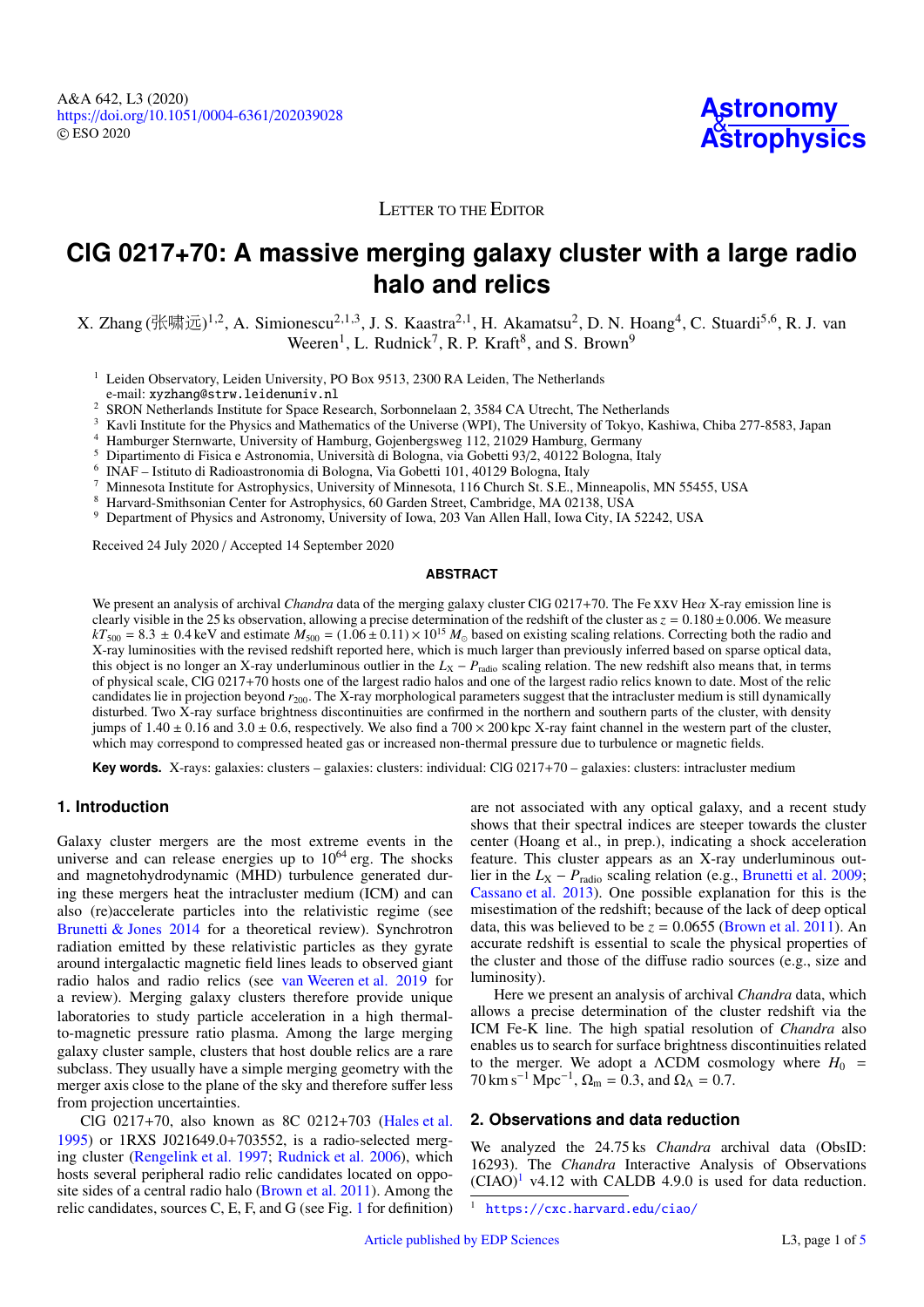Letter to the Editor

# ClG 0217+70: A massive merging galaxy cluster with a large radio halo and relics

X. Zhang (张啸远)[1,2], A. Simionescu[2,1,3], J. S. Kaastra[2,1], H. Akamatsu[2], D. N. Hoang[4], C. Stuardi[5,6], R. J. van Weeren[1], L. Rudnick[7], R. P. Kraft[8], and S. Brown[9]

[1] Leiden Observatory, Leiden University, PO Box 9513, 2300 RA Leiden, The Netherlands
e-mail: xyzhang@strw.leidenuniv.nl

[2] SRON Netherlands Institute for Space Research, Sorbonnelaan 2, 3584 CA Utrecht, The Netherlands

[3] Kavli Institute for the Physics and Mathematics of the Universe (WPI), The University of Tokyo, Kashiwa, Chiba 277-8583, Japan

[4] Hamburger Sternwarte, University of Hamburg, Gojenbergsweg 112, 21029 Hamburg, Germany

[5] Dipartimento di Fisica e Astronomia, Università di Bologna, via Gobetti 93/2, 40122 Bologna, Italy

[6] INAF – Istituto di Radioastronomia di Bologna, Via Gobetti 101, 40129 Bologna, Italy

[7] Minnesota Institute for Astrophysics, University of Minnesota, 116 Church St. S.E., Minneapolis, MN 55455, USA

[8] Harvard-Smithsonian Center for Astrophysics, 60 Garden Street, Cambridge, MA 02138, USA

[9] Department of Physics and Astronomy, University of Iowa, 203 Van Allen Hall, Iowa City, IA 52242, USA

Received 24 July 2020 / Accepted 14 September 2020

## ABSTRACT

We present an analysis of archival *Chandra* data of the merging galaxy cluster ClG 0217+70. The Fe XXV He$\alpha$ X-ray emission line is clearly visible in the 25 ks observation, allowing a precise determination of the redshift of the cluster as $z = 0.180 \pm 0.006$. We measure $kT_{500} = 8.3 \pm 0.4$ keV and estimate $M_{500} = (1.06 \pm 0.11) \times 10^{15}\,M_{\odot}$ based on existing scaling relations. Correcting both the radio and X-ray luminosities with the revised redshift reported here, which is much larger than previously inferred based on sparse optical data, this object is no longer an X-ray underluminous outlier in the $L_X - P_{\rm radio}$ scaling relation. The new redshift also means that, in terms of physical scale, ClG 0217+70 hosts one of the largest radio halos and one of the largest radio relics known to date. Most of the relic candidates lie in projection beyond $r_{200}$. The X-ray morphological parameters suggest that the intracluster medium is still dynamically disturbed. Two X-ray surface brightness discontinuities are confirmed in the northern and southern parts of the cluster, with density jumps of $1.40 \pm 0.16$ and $3.0 \pm 0.6$, respectively. We also find a $700 \times 200$ kpc X-ray faint channel in the western part of the cluster, which may correspond to compressed heated gas or increased non-thermal pressure due to turbulence or magnetic fields.

**Key words.** X-rays: galaxies: clusters – galaxies: clusters: individual: ClG 0217+70 – galaxies: clusters: intracluster medium

## 1. Introduction

Galaxy cluster mergers are the most extreme events in the universe and can release energies up to $10^{64}$ erg. The shocks and magnetohydrodynamic (MHD) turbulence generated during these mergers heat the intracluster medium (ICM) and can also (re)accelerate particles into the relativistic regime (see Brunetti & Jones 2014 for a theoretical review). Synchrotron radiation emitted by these relativistic particles as they gyrate around intergalactic magnetic field lines leads to observed giant radio halos and radio relics (see van Weeren et al. 2019 for a review). Merging galaxy clusters therefore provide unique laboratories to study particle acceleration in a high thermal-to-magnetic pressure ratio plasma. Among the large merging galaxy cluster sample, clusters that host double relics are a rare subclass. They usually have a simple merging geometry with the merger axis close to the plane of the sky and therefore suffer less from projection uncertainties.

ClG 0217+70, also known as 8C 0212+703 (Hales et al. 1995) or 1RXS J021649.0+703552, is a radio-selected merging cluster (Rengelink et al. 1997; Rudnick et al. 2006), which hosts several peripheral radio relic candidates located on opposite sides of a central radio halo (Brown et al. 2011). Among the relic candidates, sources C, E, F, and G (see Fig. 1 for definition) are not associated with any optical galaxy, and a recent study shows that their spectral indices are steeper towards the cluster center (Hoang et al., in prep.), indicating a shock acceleration feature. This cluster appears as an X-ray underluminous outlier in the $L_X - P_{\rm radio}$ scaling relation (e.g., Brunetti et al. 2009; Cassano et al. 2013). One possible explanation for this is the misestimation of the redshift; because of the lack of deep optical data, this was believed to be $z = 0.0655$ (Brown et al. 2011). An accurate redshift is essential to scale the physical properties of the cluster and those of the diffuse radio sources (e.g., size and luminosity).

Here we present an analysis of archival *Chandra* data, which allows a precise determination of the cluster redshift via the ICM Fe-K line. The high spatial resolution of *Chandra* also enables us to search for surface brightness discontinuities related to the merger. We adopt a ΛCDM cosmology where $H_0 = 70\,{\rm km\,s^{-1}\,Mpc^{-1}}$, $\Omega_{\rm m} = 0.3$, and $\Omega_\Lambda = 0.7$.

## 2. Observations and data reduction

We analyzed the 24.75 ks *Chandra* archival data (ObsID: 16293). The *Chandra* Interactive Analysis of Observations (CIAO)[1] v4.12 with CALDB 4.9.0 is used for data reduction.

[1] https://cxc.harvard.edu/ciao/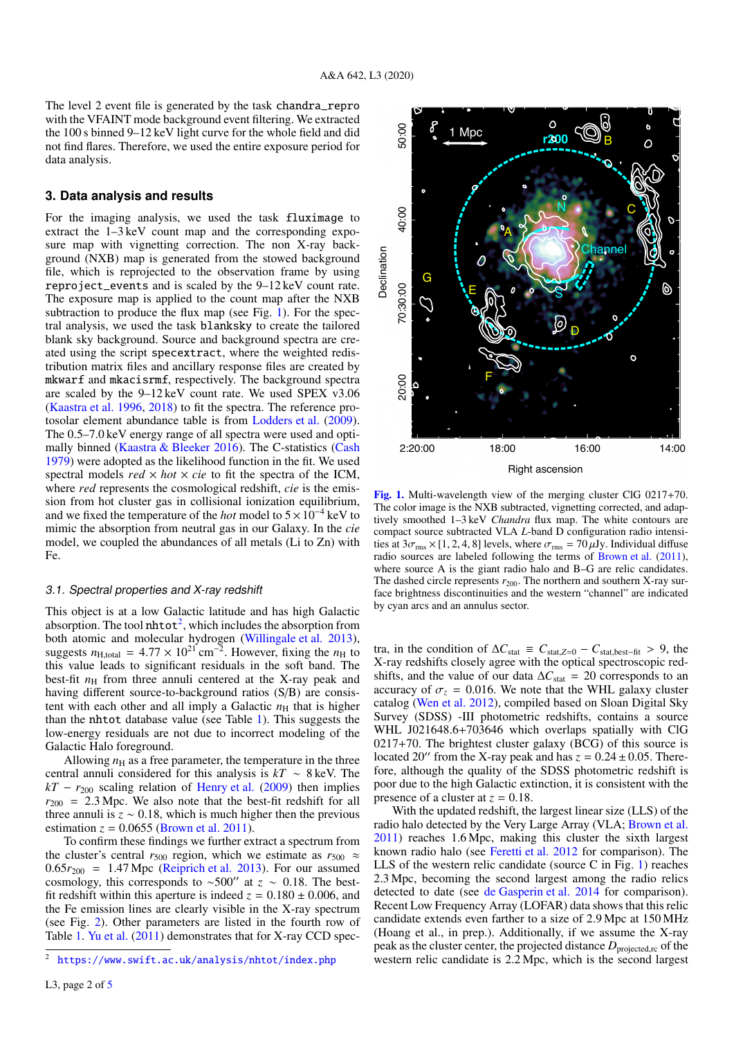The level 2 event file is generated by the task `chandra_repro` with the VFAINT mode background event filtering. We extracted the 100 s binned 9–12 keV light curve for the whole field and did not find flares. Therefore, we used the entire exposure period for data analysis.

## 3. Data analysis and results

For the imaging analysis, we used the task `fluximage` to extract the 1–3 keV count map and the corresponding exposure map with vignetting correction. The non X-ray background (NXB) map is generated from the stowed background file, which is reprojected to the observation frame by using `reproject_events` and is scaled by the 9–12 keV count rate. The exposure map is applied to the count map after the NXB subtraction to produce the flux map (see Fig. 1). For the spectral analysis, we used the task `blanksky` to create the tailored blank sky background. Source and background spectra are created using the script `specextract`, where the weighted redistribution matrix files and ancillary response files are created by `mkwarf` and `mkacisrmf`, respectively. The background spectra are scaled by the 9–12 keV count rate. We used SPEX v3.06 (Kaastra et al. 1996, 2018) to fit the spectra. The reference protosolar element abundance table is from Lodders et al. (2009). The 0.5–7.0 keV energy range of all spectra were used and optimally binned (Kaastra & Bleeker 2016). The C-statistics (Cash 1979) were adopted as the likelihood function in the fit. We used spectral models *red* × *hot* × *cie* to fit the spectra of the ICM, where *red* represents the cosmological redshift, *cie* is the emission from hot cluster gas in collisional ionization equilibrium, and we fixed the temperature of the *hot* model to $5 \times 10^{-4}$ keV to mimic the absorption from neutral gas in our Galaxy. In the *cie* model, we coupled the abundances of all metals (Li to Zn) with Fe.

### 3.1. Spectral properties and X-ray redshift

This object is at a low Galactic latitude and has high Galactic absorption. The tool `nhtot`[2], which includes the absorption from both atomic and molecular hydrogen (Willingale et al. 2013), suggests $n_{\rm H,total} = 4.77 \times 10^{21}\,{\rm cm}^{-2}$. However, fixing the $n_{\rm H}$ to this value leads to significant residuals in the soft band. The best-fit $n_{\rm H}$ from three annuli centered at the X-ray peak and having different source-to-background ratios (S/B) are consistent with each other and all imply a Galactic $n_{\rm H}$ that is higher than the `nhtot` database value (see Table 1). This suggests the low-energy residuals are not due to incorrect modeling of the Galactic Halo foreground.

Allowing $n_{\rm H}$ as a free parameter, the temperature in the three central annuli considered for this analysis is $kT \sim 8$ keV. The $kT - r_{200}$ scaling relation of Henry et al. (2009) then implies $r_{200} = 2.3$ Mpc. We also note that the best-fit redshift for all three annuli is $z \sim 0.18$, which is much higher then the previous estimation $z = 0.0655$ (Brown et al. 2011).

To confirm these findings we further extract a spectrum from the cluster's central $r_{500}$ region, which we estimate as $r_{500} \approx 0.65 r_{200} = 1.47$ Mpc (Reiprich et al. 2013). For our assumed cosmology, this corresponds to $\sim$500″ at $z \sim 0.18$. The best-fit redshift within this aperture is indeed $z = 0.180 \pm 0.006$, and the Fe emission lines are clearly visible in the X-ray spectrum (see Fig. 2). Other parameters are listed in the fourth row of Table 1. Yu et al. (2011) demonstrates that for X-ray CCD spectra, in the condition of $\Delta C_{\rm stat} \equiv C_{{\rm stat},Z=0} - C_{\rm stat,best\text{-}fit} > 9$, the X-ray redshifts closely agree with the optical spectroscopic redshifts, and the value of our data $\Delta C_{\rm stat} = 20$ corresponds to an accuracy of $\sigma_z = 0.016$. We note that the WHL galaxy cluster catalog (Wen et al. 2012), compiled based on Sloan Digital Sky Survey (SDSS) -III photometric redshifts, contains a source WHL J021648.6+703646 which overlaps spatially with CIG 0217+70. The brightest cluster galaxy (BCG) of this source is located 20″ from the X-ray peak and has $z = 0.24 \pm 0.05$. Therefore, although the quality of the SDSS photometric redshift is poor due to the high Galactic extinction, it is consistent with the presence of a cluster at $z = 0.18$.

With the updated redshift, the largest linear size (LLS) of the radio halo detected by the Very Large Array (VLA; Brown et al. 2011) reaches 1.6 Mpc, making this cluster the sixth largest known radio halo (see Feretti et al. 2012 for comparison). The LLS of the western relic candidate (source C in Fig. 1) reaches 2.3 Mpc, becoming the second largest among the radio relics detected to date (see de Gasperin et al. 2014 for comparison). Recent Low Frequency Array (LOFAR) data shows that this relic candidate extends even farther to a size of 2.9 Mpc at 150 MHz (Hoang et al., in prep.). Additionally, if we assume the X-ray peak as the cluster center, the projected distance $D_{\rm projected,rc}$ of the western relic candidate is 2.2 Mpc, which is the second largest

**Fig. 1.** Multi-wavelength view of the merging cluster CIG 0217+70. The color image is the NXB subtracted, vignetting corrected, and adaptively smoothed 1–3 keV *Chandra* flux map. The white contours are compact source subtracted VLA *L*-band D configuration radio intensities at $3\sigma_{\rm rms} \times [1, 2, 4, 8]$ levels, where $\sigma_{\rm rms} = 70\,\mu$Jy. Individual diffuse radio sources are labeled following the terms of Brown et al. (2011), where source A is the giant radio halo and B–G are relic candidates. The dashed circle represents $r_{200}$. The northern and southern X-ray surface brightness discontinuities and the western "channel" are indicated by cyan arcs and an annulus sector.

[2] https://www.swift.ac.uk/analysis/nhtot/index.php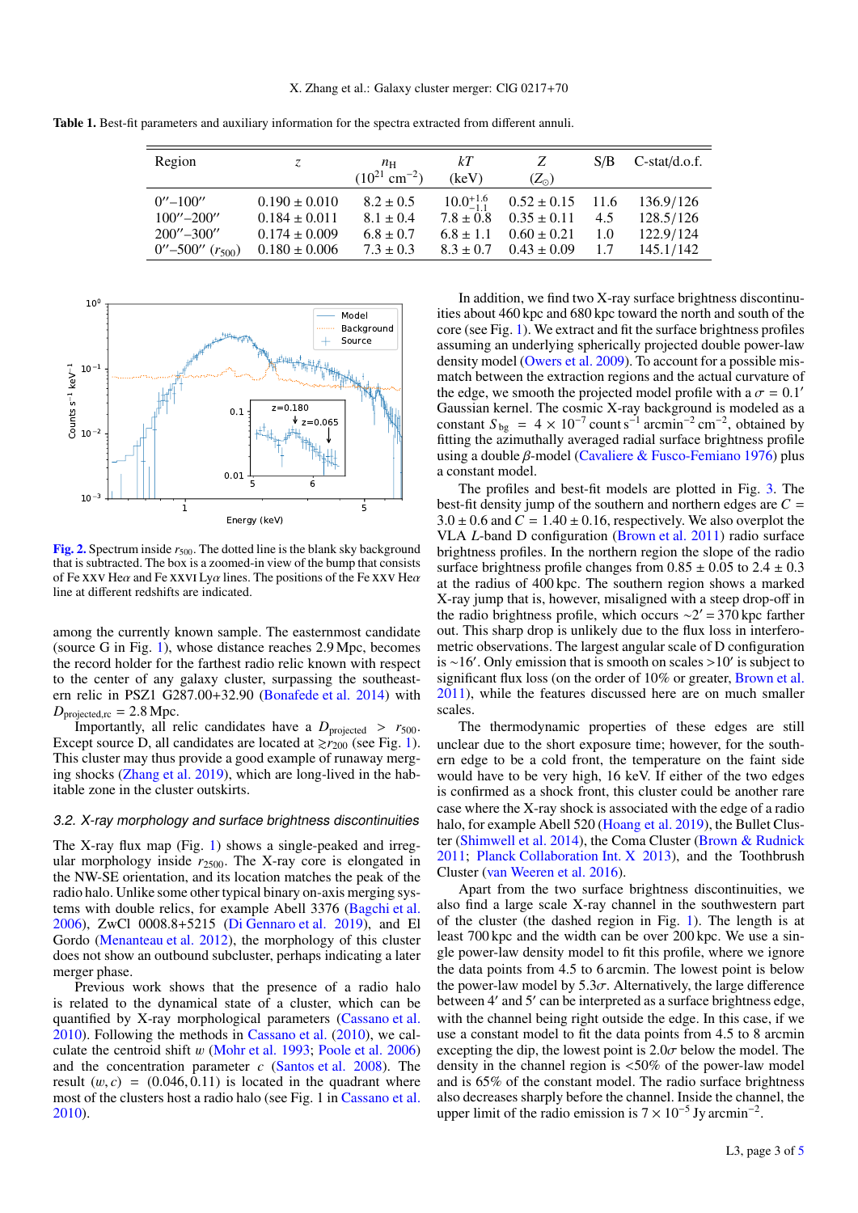**Table 1.** Best-fit parameters and auxiliary information for the spectra extracted from different annuli.

| Region | $z$ | $n_H$ ($10^{21}$ cm$^{-2}$) | $kT$ (keV) | $Z$ ($Z_\odot$) | S/B | C-stat/d.o.f. |
|---|---|---|---|---|---|---|
| 0″–100″ | 0.190 ± 0.010 | 8.2 ± 0.5 | $10.0^{+1.6}_{-1.1}$ | 0.52 ± 0.15 | 11.6 | 136.9/126 |
| 100″–200″ | 0.184 ± 0.011 | 8.1 ± 0.4 | 7.8 ± 0.8 | 0.35 ± 0.11 | 4.5 | 128.5/126 |
| 200″–300″ | 0.174 ± 0.009 | 6.8 ± 0.7 | 6.8 ± 1.1 | 0.60 ± 0.21 | 1.0 | 122.9/124 |
| 0″–500″ ($r_{500}$) | 0.180 ± 0.006 | 7.3 ± 0.3 | 8.3 ± 0.7 | 0.43 ± 0.09 | 1.7 | 145.1/142 |

**Fig. 2.** Spectrum inside $r_{500}$. The dotted line is the blank sky background that is subtracted. The box is a zoomed-in view of the bump that consists of Fe XXV He$\alpha$ and Fe XXVI Ly$\alpha$ lines. The positions of the Fe XXV He$\alpha$ line at different redshifts are indicated.

among the currently known sample. The easternmost candidate (source G in Fig. 1), whose distance reaches 2.9 Mpc, becomes the record holder for the farthest radio relic known with respect to the center of any galaxy cluster, surpassing the southeastern relic in PSZ1 G287.00+32.90 (Bonafede et al. 2014) with $D_{\rm projected,rc} = 2.8$ Mpc.

Importantly, all relic candidates have a $D_{\rm projected} > r_{500}$. Except source D, all candidates are located at $\gtrsim r_{200}$ (see Fig. 1). This cluster may thus provide a good example of runaway merging shocks (Zhang et al. 2019), which are long-lived in the habitable zone in the cluster outskirts.

### 3.2. X-ray morphology and surface brightness discontinuities

The X-ray flux map (Fig. 1) shows a single-peaked and irregular morphology inside $r_{2500}$. The X-ray core is elongated in the NW-SE orientation, and its location matches the peak of the radio halo. Unlike some other typical binary on-axis merging systems with double relics, for example Abell 3376 (Bagchi et al. 2006), ZwCl 0008.8+5215 (Di Gennaro et al. 2019), and El Gordo (Menanteau et al. 2012), the morphology of this cluster does not show an outbound subcluster, perhaps indicating a later merger phase.

Previous work shows that the presence of a radio halo is related to the dynamical state of a cluster, which can be quantified by X-ray morphological parameters (Cassano et al. 2010). Following the methods in Cassano et al. (2010), we calculate the centroid shift $w$ (Mohr et al. 1993; Poole et al. 2006) and the concentration parameter $c$ (Santos et al. 2008). The result $(w, c) = (0.046, 0.11)$ is located in the quadrant where most of the clusters host a radio halo (see Fig. 1 in Cassano et al. 2010).

In addition, we find two X-ray surface brightness discontinuities about 460 kpc and 680 kpc toward the north and south of the core (see Fig. 1). We extract and fit the surface brightness profiles assuming an underlying spherically projected double power-law density model (Owers et al. 2009). To account for a possible mismatch between the extraction regions and the actual curvature of the edge, we smooth the projected model profile with a $\sigma = 0.1'$ Gaussian kernel. The cosmic X-ray background is modeled as a constant $S_{\rm bg} = 4 \times 10^{-7}$ count s$^{-1}$ arcmin$^{-2}$ cm$^{-2}$, obtained by fitting the azimuthally averaged radial surface brightness profile using a double $\beta$-model (Cavaliere & Fusco-Femiano 1976) plus a constant model.

The profiles and best-fit models are plotted in Fig. 3. The best-fit density jump of the southern and northern edges are $C = 3.0 \pm 0.6$ and $C = 1.40 \pm 0.16$, respectively. We also overplot the VLA $L$-band D configuration (Brown et al. 2011) radio surface brightness profiles. In the northern region the slope of the radio surface brightness profile changes from $0.85 \pm 0.05$ to $2.4 \pm 0.3$ at the radius of 400 kpc. The southern region shows a marked X-ray jump that is, however, misaligned with a steep drop-off in the radio brightness profile, which occurs $\sim 2' = 370$ kpc farther out. This sharp drop is unlikely due to the flux loss in interferometric observations. The largest angular scale of D configuration is $\sim 16'$. Only emission that is smooth on scales $> 10'$ is subject to significant flux loss (on the order of 10% or greater, Brown et al. 2011), while the features discussed here are on much smaller scales.

The thermodynamic properties of these edges are still unclear due to the short exposure time; however, for the southern edge to be a cold front, the temperature on the faint side would have to be very high, 16 keV. If either of the two edges is confirmed as a shock front, this cluster could be another rare case where the X-ray shock is associated with the edge of a radio halo, for example Abell 520 (Hoang et al. 2019), the Bullet Cluster (Shimwell et al. 2014), the Coma Cluster (Brown & Rudnick 2011; Planck Collaboration Int. X 2013), and the Toothbrush Cluster (van Weeren et al. 2016).

Apart from the two surface brightness discontinuities, we also find a large scale X-ray channel in the southwestern part of the cluster (the dashed region in Fig. 1). The length is at least 700 kpc and the width can be over 200 kpc. We use a single power-law density model to fit this profile, where we ignore the data points from 4.5 to 6 arcmin. The lowest point is below the power-law model by $5.3\sigma$. Alternatively, the large difference between $4'$ and $5'$ can be interpreted as a surface brightness edge, with the channel being right outside the edge. In this case, if we use a constant model to fit the data points from 4.5 to 8 arcmin excepting the dip, the lowest point is $2.0\sigma$ below the model. The density in the channel region is $<50\%$ of the power-law model and is 65% of the constant model. The radio surface brightness also decreases sharply before the channel. Inside the channel, the upper limit of the radio emission is $7 \times 10^{-5}$ Jy arcmin$^{-2}$.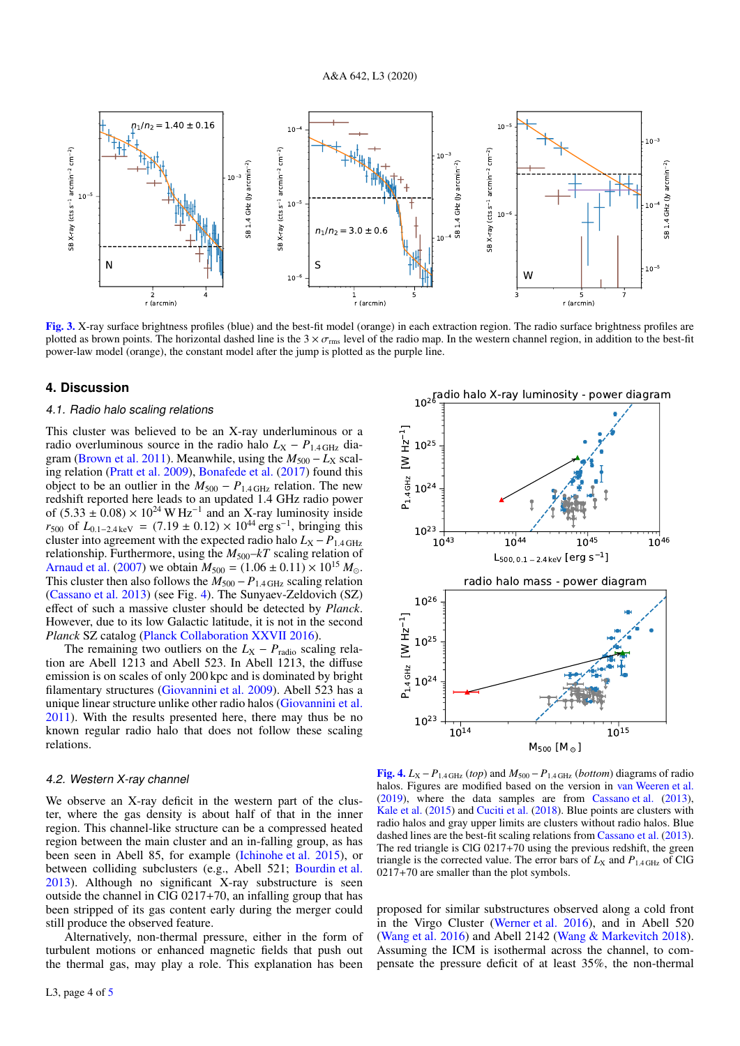Fig. 3. X-ray surface brightness profiles (blue) and the best-fit model (orange) in each extraction region. The radio surface brightness profiles are plotted as brown points. The horizontal dashed line is the $3 \times \sigma_{\rm rms}$ level of the radio map. In the western channel region, in addition to the best-fit power-law model (orange), the constant model after the jump is plotted as the purple line.

## 4. Discussion

### 4.1. Radio halo scaling relations

This cluster was believed to be an X-ray underluminous or a radio overluminous source in the radio halo $L_X - P_{1.4\,\rm GHz}$ diagram (Brown et al. 2011). Meanwhile, using the $M_{500} - L_X$ scaling relation (Pratt et al. 2009), Bonafede et al. (2017) found this object to be an outlier in the $M_{500} - P_{1.4\,\rm GHz}$ relation. The new redshift reported here leads to an updated 1.4 GHz radio power of $(5.33 \pm 0.08) \times 10^{24}$ W Hz$^{-1}$ and an X-ray luminosity inside $r_{500}$ of $L_{0.1-2.4\,\rm keV} = (7.19 \pm 0.12) \times 10^{44}$ erg s$^{-1}$, bringing this cluster into agreement with the expected radio halo $L_X - P_{1.4\,\rm GHz}$ relationship. Furthermore, using the $M_{500}$–$kT$ scaling relation of Arnaud et al. (2007) we obtain $M_{500} = (1.06 \pm 0.11) \times 10^{15}\,M_\odot$. This cluster then also follows the $M_{500} - P_{1.4\,\rm GHz}$ scaling relation (Cassano et al. 2013) (see Fig. 4). The Sunyaev-Zeldovich (SZ) effect of such a massive cluster should be detected by *Planck*. However, due to its low Galactic latitude, it is not in the second *Planck* SZ catalog (Planck Collaboration XXVII 2016).

The remaining two outliers on the $L_X - P_{\rm radio}$ scaling relation are Abell 1213 and Abell 523. In Abell 1213, the diffuse emission is on scales of only 200 kpc and is dominated by bright filamentary structures (Giovannini et al. 2009). Abell 523 has a unique linear structure unlike other radio halos (Giovannini et al. 2011). With the results presented here, there may thus be no known regular radio halo that does not follow these scaling relations.

### 4.2. Western X-ray channel

We observe an X-ray deficit in the western part of the cluster, where the gas density is about half of that in the inner region. This channel-like structure can be a compressed heated region between the main cluster and an in-falling group, as has been seen in Abell 85, for example (Ichinohe et al. 2015), or between colliding subclusters (e.g., Abell 521; Bourdin et al. 2013). Although no significant X-ray substructure is seen outside the channel in CIG 0217+70, an infalling group that has been stripped of its gas content early during the merger could still produce the observed feature.

Alternatively, non-thermal pressure, either in the form of turbulent motions or enhanced magnetic fields that push out the thermal gas, may play a role. This explanation has been proposed for similar substructures observed along a cold front in the Virgo Cluster (Werner et al. 2016), and in Abell 520 (Wang et al. 2016) and Abell 2142 (Wang & Markevitch 2018). Assuming the ICM is isothermal across the channel, to compensate the pressure deficit of at least 35%, the non-thermal

Fig. 4. $L_X - P_{1.4\,\rm GHz}$ (*top*) and $M_{500} - P_{1.4\,\rm GHz}$ (*bottom*) diagrams of radio halos. Figures are modified based on the version in van Weeren et al. (2019), where the data samples are from Cassano et al. (2013), Kale et al. (2015) and Cuciti et al. (2018). Blue points are clusters with radio halos and gray upper limits are clusters without radio halos. Blue dashed lines are the best-fit scaling relations from Cassano et al. (2013). The red triangle is CIG 0217+70 using the previous redshift, the green triangle is the corrected value. The error bars of $L_X$ and $P_{1.4\,\rm GHz}$ of CIG 0217+70 are smaller than the plot symbols.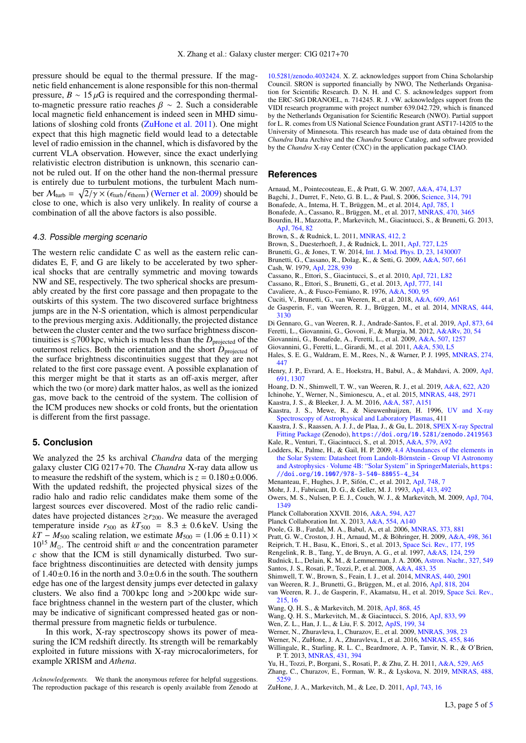pressure should be equal to the thermal pressure. If the magnetic field enhancement is alone responsible for this non-thermal pressure, $B \sim 15\,\mu$G is required and the corresponding thermal-to-magnetic pressure ratio reaches $\beta \sim 2$. Such a considerable local magnetic field enhancement is indeed seen in MHD simulations of sloshing cold fronts (ZuHone et al. 2011). One might expect that this high magnetic field would lead to a detectable level of radio emission in the channel, which is disfavored by the current VLA observation. However, since the exact underlying relativistic electron distribution is unknown, this scenario cannot be ruled out. If on the other hand the non-thermal pressure is entirely due to turbulent motions, the turbulent Mach number $\mathcal{M}_{\rm turb} = \sqrt{2/\gamma \times (\epsilon_{\rm turb}/\epsilon_{\rm therm})}$ (Werner et al. 2009) should be close to one, which is also very unlikely. In reality of course a combination of all the above factors is also possible.

### 4.3. Possible merging scenario

The western relic candidate C as well as the eastern relic candidates E, F, and G are likely to be accelerated by two spherical shocks that are centrally symmetric and moving towards NW and SE, respectively. The two spherical shocks are presumably created by the first core passage and then propagate to the outskirts of this system. The two discovered surface brightness jumps are in the N-S orientation, which is almost perpendicular to the previous merging axis. Additionally, the projected distance between the cluster center and the two surface brightness discontinuities is $\lesssim$700 kpc, which is much less than the $D_{\rm projected}$ of the outermost relics. Both the orientation and the short $D_{\rm projected}$ of the surface brightness discontinuities suggest that they are not related to the first core passage event. A possible explanation of this merger might be that it starts as an off-axis merger, after which the two (or more) dark matter halos, as well as the ionized gas, move back to the centroid of the system. The collision of the ICM produces new shocks or cold fronts, but the orientation is different from the first passage.

## 5. Conclusion

We analyzed the 25 ks archival *Chandra* data of the merging galaxy cluster ClG 0217+70. The *Chandra* X-ray data allow us to measure the redshift of the system, which is $z = 0.180 \pm 0.006$. With the updated redshift, the projected physical sizes of the radio halo and radio relic candidates make them some of the largest sources ever discovered. Most of the radio relic candidates have projected distances $\gtrsim r_{200}$. We measure the averaged temperature inside $r_{500}$ as $kT_{500} = 8.3 \pm 0.6$ keV. Using the $kT - M_{500}$ scaling relation, we estimate $M_{500} = (1.06 \pm 0.11) \times 10^{15}\,M_{\odot}$. The centroid shift $w$ and the concentration parameter $c$ show that the ICM is still dynamically disturbed. Two surface brightness discontinuities are detected with density jumps of $1.40 \pm 0.16$ in the north and $3.0 \pm 0.6$ in the south. The southern edge has one of the largest density jumps ever detected in galaxy clusters. We also find a 700 kpc long and >200 kpc wide surface brightness channel in the western part of the cluster, which may be indicative of significant compressed heated gas or non-thermal pressure from magnetic fields or turbulence.

In this work, X-ray spectroscopy shows its power of measuring the ICM redshift directly. Its strength will be remarkably exploited in future missions with X-ray microcalorimeters, for example XRISM and *Athena*.

*Acknowledgements.* We thank the anonymous referee for helpful suggestions. The reproduction package of this research is openly available from Zenodo at 10.5281/zenodo.4032424. X. Z. acknowledges support from China Scholarship Council. SRON is supported financially by NWO, The Netherlands Organisation for Scientific Research. D. N. H. and C. S. acknowledges support from the ERC-StG DRANOEL, n. 714245. R. J. vW. acknowledges support from the VIDI research programme with project number 639.042.729, which is financed by the Netherlands Organisation for Scientific Research (NWO). Partial support for L. R. comes from US National Science Foundation grant AST17-14205 to the University of Minnesota. This research has made use of data obtained from the *Chandra* Data Archive and the *Chandra* Source Catalog, and software provided by the *Chandra* X-ray Center (CXC) in the application package CIAO.

## References

Arnaud, M., Pointecouteau, E., & Pratt, G. W. 2007, A&A, 474, L37
Bagchi, J., Durret, F., Neto, G. B. L., & Paul, S. 2006, Science, 314, 791
Bonafede, A., Intema, H. T., Brüggen, M., et al. 2014, ApJ, 785, 1
Bonafede, A., Cassano, R., Brüggen, M., et al. 2017, MNRAS, 470, 3465
Bourdin, H., Mazzotta, P., Markevitch, M., Giacintucci, S., & Brunetti, G. 2013, ApJ, 764, 82
Brown, S., & Rudnick, L. 2011, MNRAS, 412, 2
Brown, S., Duesterhoeft, J., & Rudnick, L. 2011, ApJ, 727, L25
Brunetti, G., & Jones, T. W. 2014, Int. J. Mod. Phys. D, 23, 1430007
Brunetti, G., Cassano, R., Dolag, K., & Setti, G. 2009, A&A, 507, 661
Cash, W. 1979, ApJ, 228, 939
Cassano, R., Ettori, S., Giacintucci, S., et al. 2010, ApJ, 721, L82
Cassano, R., Ettori, S., Brunetti, G., et al. 2013, ApJ, 777, 141
Cavaliere, A., & Fusco-Femiano, R. 1976, A&A, 500, 95
Cuciti, V., Brunetti, G., van Weeren, R., et al. 2018, A&A, 609, A61
de Gasperin, F., van Weeren, R. J., Brüggen, M., et al. 2014, MNRAS, 444, 3130
Di Gennaro, G., van Weeren, R. J., Andrade-Santos, F., et al. 2019, ApJ, 873, 64
Feretti, L., Giovannini, G., Govoni, F., & Murgia, M. 2012, A&ARv, 20, 54
Giovannini, G., Bonafede, A., Feretti, L., et al. 2009, A&A, 507, 1257
Giovannini, G., Feretti, L., Girardi, M., et al. 2011, A&A, 530, L5
Hales, S. E. G., Waldram, E. M., Rees, N., & Warner, P. J. 1995, MNRAS, 274, 447
Henry, J. P., Evrard, A. E., Hoekstra, H., Babul, A., & Mahdavi, A. 2009, ApJ, 691, 1307
Hoang, D. N., Shimwell, T. W., van Weeren, R. J., et al. 2019, A&A, 622, A20
Ichinohe, Y., Werner, N., Simionescu, A., et al. 2015, MNRAS, 448, 2971
Kaastra, J. S., & Bleeker, J. A. M. 2016, A&A, 587, A151
Kaastra, J. S., Mewe, R., & Nieuwenhuijzen, H. 1996, UV and X-ray Spectroscopy of Astrophysical and Laboratory Plasmas, 411
Kaastra, J. S., Raassen, A. J. J., de Plaa, J., & Gu, L. 2018, SPEX X-ray Spectral Fitting Package (Zenodo), https://doi.org/10.5281/zenodo.2419563
Kale, R., Venturi, T., Giacintucci, S., et al. 2015, A&A, 579, A92
Lodders, K., Palme, H., & Gail, H. P. 2009, 4.4 Abundances of the elements in the Solar System: Datasheet from Landolt-Börnstein - Group VI Astronomy and Astrophysics · Volume 4B: "Solar System" in SpringerMaterials, https://doi.org/10.1007/978-3-540-88055-4_34
Menanteau, F., Hughes, J. P., Sifón, C., et al. 2012, ApJ, 748, 7
Mohr, J. J., Fabricant, D. G., & Geller, M. J. 1993, ApJ, 413, 492
Owers, M. S., Nulsen, P. E. J., Couch, W. J., & Markevitch, M. 2009, ApJ, 704, 1349
Planck Collaboration XXVII. 2016, A&A, 594, A27
Planck Collaboration Int. XI. 2013, A&A, 554, A140
Poole, G. B., Fardal, M. A., Babul, A., et al. 2006, MNRAS, 373, 881
Pratt, G. W., Croston, J. H., Arnaud, M., & Böhringer, H. 2009, A&A, 498, 361
Reiprich, T. H., Basu, K., Ettori, S., et al. 2013, Space Sci. Rev., 177, 195
Rengelink, R. B., Tang, Y., de Bruyn, A. G., et al. 1997, A&AS, 124, 259
Rudnick, L., Delain, K. M., & Lemmerman, J. A. 2006, Astron. Nachr., 327, 549
Santos, J. S., Rosati, P., Tozzi, P., et al. 2008, A&A, 483, 35
Shimwell, T. W., Brown, S., Feain, I. J., et al. 2014, MNRAS, 440, 2901
van Weeren, R. J., Brunetti, G., Brüggen, M., et al. 2016, ApJ, 818, 204
van Weeren, R. J., de Gasperin, F., Akamatsu, H., et al. 2019, Space Sci. Rev., 215, 16
Wang, Q. H. S., & Markevitch, M. 2018, ApJ, 868, 45
Wang, Q. H. S., Markevitch, M., & Giacintucci, S. 2016, ApJ, 833, 99
Wen, Z. L., Han, J. L., & Liu, F. S. 2012, ApJS, 199, 34
Werner, N., Zhuravleva, I., Churazov, E., et al. 2009, MNRAS, 398, 23
Werner, N., ZuHone, J. A., Zhuravleva, I., et al. 2016, MNRAS, 455, 846
Willingale, R., Starling, R. L. C., Beardmore, A. P., Tanvir, N. R., & O'Brien, P. T. 2013, MNRAS, 431, 394
Yu, H., Tozzi, P., Borgani, S., Rosati, P., & Zhu, Z. H. 2011, A&A, 529, A65
Zhang, C., Churazov, E., Forman, W. R., & Lyskova, N. 2019, MNRAS, 488, 5259
ZuHone, J. A., Markevitch, M., & Lee, D. 2011, ApJ, 743, 16